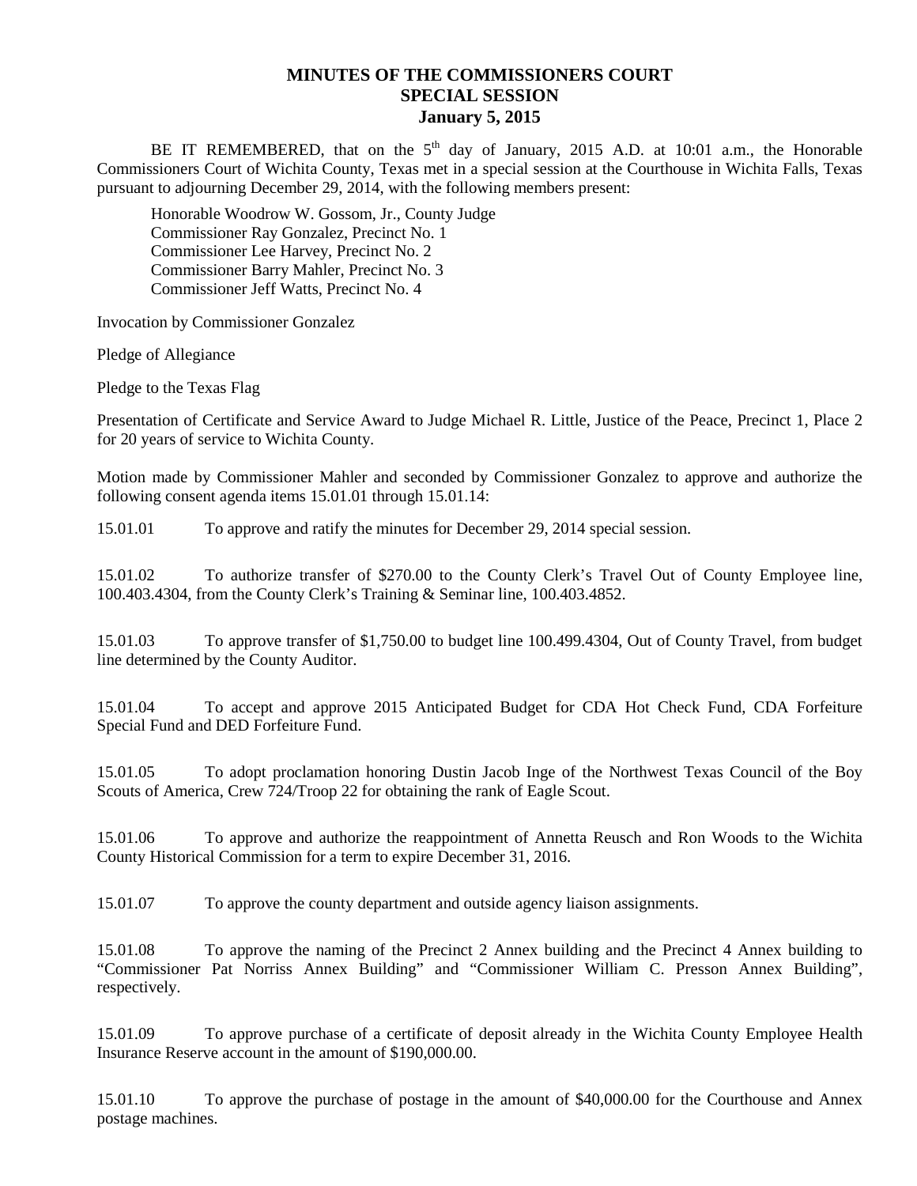# MINUTES OF THE COMMISSIONERS COURT
## SPECIAL SESSION
### January 5, 2015

BE IT REMEMBERED, that on the 5th day of January, 2015 A.D. at 10:01 a.m., the Honorable Commissioners Court of Wichita County, Texas met in a special session at the Courthouse in Wichita Falls, Texas pursuant to adjourning December 29, 2014, with the following members present:

Honorable Woodrow W. Gossom, Jr., County Judge
Commissioner Ray Gonzalez, Precinct No. 1
Commissioner Lee Harvey, Precinct No. 2
Commissioner Barry Mahler, Precinct No. 3
Commissioner Jeff Watts, Precinct No. 4

Invocation by Commissioner Gonzalez

Pledge of Allegiance

Pledge to the Texas Flag

Presentation of Certificate and Service Award to Judge Michael R. Little, Justice of the Peace, Precinct 1, Place 2 for 20 years of service to Wichita County.

Motion made by Commissioner Mahler and seconded by Commissioner Gonzalez to approve and authorize the following consent agenda items 15.01.01 through 15.01.14:

15.01.01 To approve and ratify the minutes for December 29, 2014 special session.

15.01.02 To authorize transfer of $270.00 to the County Clerk's Travel Out of County Employee line, 100.403.4304, from the County Clerk's Training & Seminar line, 100.403.4852.

15.01.03 To approve transfer of $1,750.00 to budget line 100.499.4304, Out of County Travel, from budget line determined by the County Auditor.

15.01.04 To accept and approve 2015 Anticipated Budget for CDA Hot Check Fund, CDA Forfeiture Special Fund and DED Forfeiture Fund.

15.01.05 To adopt proclamation honoring Dustin Jacob Inge of the Northwest Texas Council of the Boy Scouts of America, Crew 724/Troop 22 for obtaining the rank of Eagle Scout.

15.01.06 To approve and authorize the reappointment of Annetta Reusch and Ron Woods to the Wichita County Historical Commission for a term to expire December 31, 2016.

15.01.07 To approve the county department and outside agency liaison assignments.

15.01.08 To approve the naming of the Precinct 2 Annex building and the Precinct 4 Annex building to "Commissioner Pat Norriss Annex Building" and "Commissioner William C. Presson Annex Building", respectively.

15.01.09 To approve purchase of a certificate of deposit already in the Wichita County Employee Health Insurance Reserve account in the amount of $190,000.00.

15.01.10 To approve the purchase of postage in the amount of $40,000.00 for the Courthouse and Annex postage machines.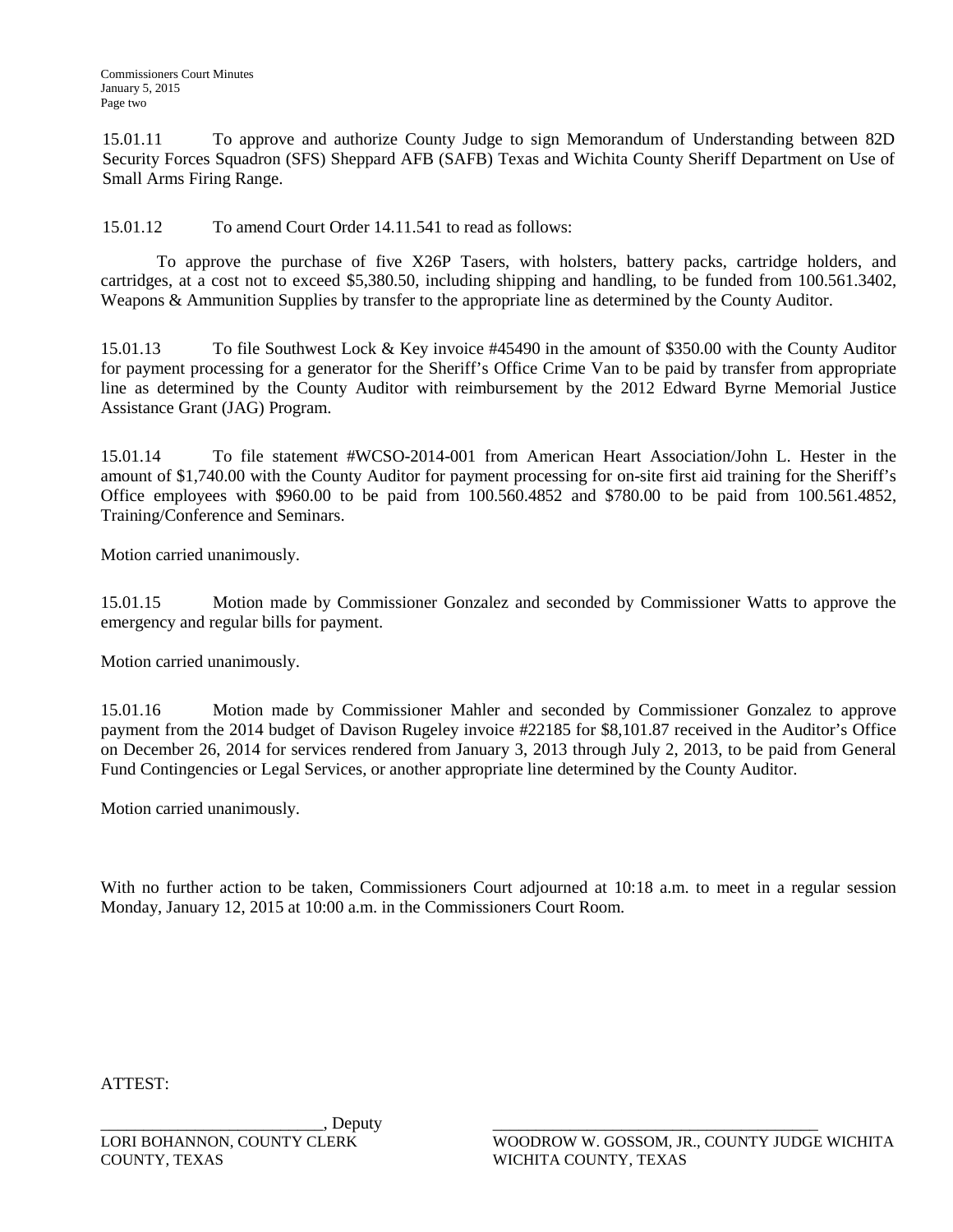15.01.11 To approve and authorize County Judge to sign Memorandum of Understanding between 82D Security Forces Squadron (SFS) Sheppard AFB (SAFB) Texas and Wichita County Sheriff Department on Use of Small Arms Firing Range.

15.01.12 To amend Court Order 14.11.541 to read as follows:

To approve the purchase of five X26P Tasers, with holsters, battery packs, cartridge holders, and cartridges, at a cost not to exceed $5,380.50, including shipping and handling, to be funded from 100.561.3402, Weapons & Ammunition Supplies by transfer to the appropriate line as determined by the County Auditor.

15.01.13 To file Southwest Lock & Key invoice #45490 in the amount of $350.00 with the County Auditor for payment processing for a generator for the Sheriff's Office Crime Van to be paid by transfer from appropriate line as determined by the County Auditor with reimbursement by the 2012 Edward Byrne Memorial Justice Assistance Grant (JAG) Program.

15.01.14 To file statement #WCSO-2014-001 from American Heart Association/John L. Hester in the amount of $1,740.00 with the County Auditor for payment processing for on-site first aid training for the Sheriff's Office employees with $960.00 to be paid from 100.560.4852 and $780.00 to be paid from 100.561.4852, Training/Conference and Seminars.

Motion carried unanimously.

15.01.15 Motion made by Commissioner Gonzalez and seconded by Commissioner Watts to approve the emergency and regular bills for payment.

Motion carried unanimously.

15.01.16 Motion made by Commissioner Mahler and seconded by Commissioner Gonzalez to approve payment from the 2014 budget of Davison Rugeley invoice #22185 for $8,101.87 received in the Auditor's Office on December 26, 2014 for services rendered from January 3, 2013 through July 2, 2013, to be paid from General Fund Contingencies or Legal Services, or another appropriate line determined by the County Auditor.

Motion carried unanimously.

With no further action to be taken, Commissioners Court adjourned at 10:18 a.m. to meet in a regular session Monday, January 12, 2015 at 10:00 a.m. in the Commissioners Court Room.

ATTEST:

\_\_\_\_\_\_\_\_\_\_\_\_\_\_\_\_\_\_\_\_\_\_\_\_\_\_\_\_, Deputy
LORI BOHANNON, COUNTY CLERK
COUNTY, TEXAS

\_\_\_\_\_\_\_\_\_\_\_\_\_\_\_\_\_\_\_\_\_\_\_\_\_\_\_\_\_\_\_\_\_\_\_\_\_\_\_\_
WOODROW W. GOSSOM, JR., COUNTY JUDGE WICHITA
WICHITA COUNTY, TEXAS